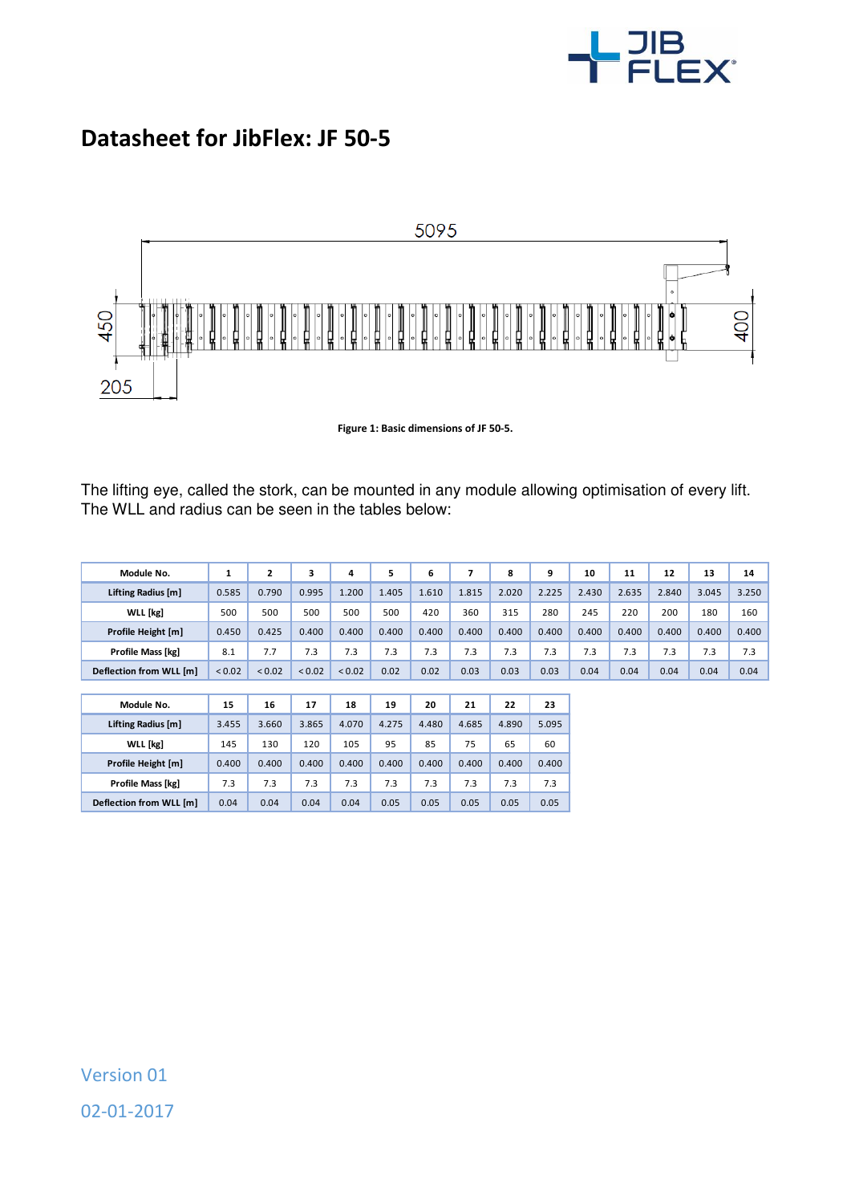# Datasheet for JibFlex: JF 50-5

Figure 1: Basic dimensions of JF 50-5.

The lifting eye, called the stork, can be mounted in any module allowing optimisation of every lift. The WLL and radius can be seen in the tables below:

| Module No. | 1 | 2 | 3 | 4 | 5 | 6 | 7 | 8 | 9 | 10 | 11 | 12 | 13 | 14 |
|---|---|---|---|---|---|---|---|---|---|---|---|---|---|---|
| Lifting Radius [m] | 0.585 | 0.790 | 0.995 | 1.200 | 1.405 | 1.610 | 1.815 | 2.020 | 2.225 | 2.430 | 2.635 | 2.840 | 3.045 | 3.250 |
| WLL [kg] | 500 | 500 | 500 | 500 | 500 | 420 | 360 | 315 | 280 | 245 | 220 | 200 | 180 | 160 |
| Profile Height [m] | 0.450 | 0.425 | 0.400 | 0.400 | 0.400 | 0.400 | 0.400 | 0.400 | 0.400 | 0.400 | 0.400 | 0.400 | 0.400 | 0.400 |
| Profile Mass [kg] | 8.1 | 7.7 | 7.3 | 7.3 | 7.3 | 7.3 | 7.3 | 7.3 | 7.3 | 7.3 | 7.3 | 7.3 | 7.3 | 7.3 |
| Deflection from WLL [m] | < 0.02 | < 0.02 | < 0.02 | < 0.02 | 0.02 | 0.02 | 0.03 | 0.03 | 0.03 | 0.04 | 0.04 | 0.04 | 0.04 | 0.04 |

| Module No. | 15 | 16 | 17 | 18 | 19 | 20 | 21 | 22 | 23 |
|---|---|---|---|---|---|---|---|---|---|
| Lifting Radius [m] | 3.455 | 3.660 | 3.865 | 4.070 | 4.275 | 4.480 | 4.685 | 4.890 | 5.095 |
| WLL [kg] | 145 | 130 | 120 | 105 | 95 | 85 | 75 | 65 | 60 |
| Profile Height [m] | 0.400 | 0.400 | 0.400 | 0.400 | 0.400 | 0.400 | 0.400 | 0.400 | 0.400 |
| Profile Mass [kg] | 7.3 | 7.3 | 7.3 | 7.3 | 7.3 | 7.3 | 7.3 | 7.3 | 7.3 |
| Deflection from WLL [m] | 0.04 | 0.04 | 0.04 | 0.04 | 0.05 | 0.05 | 0.05 | 0.05 | 0.05 |

Version 01

02-01-2017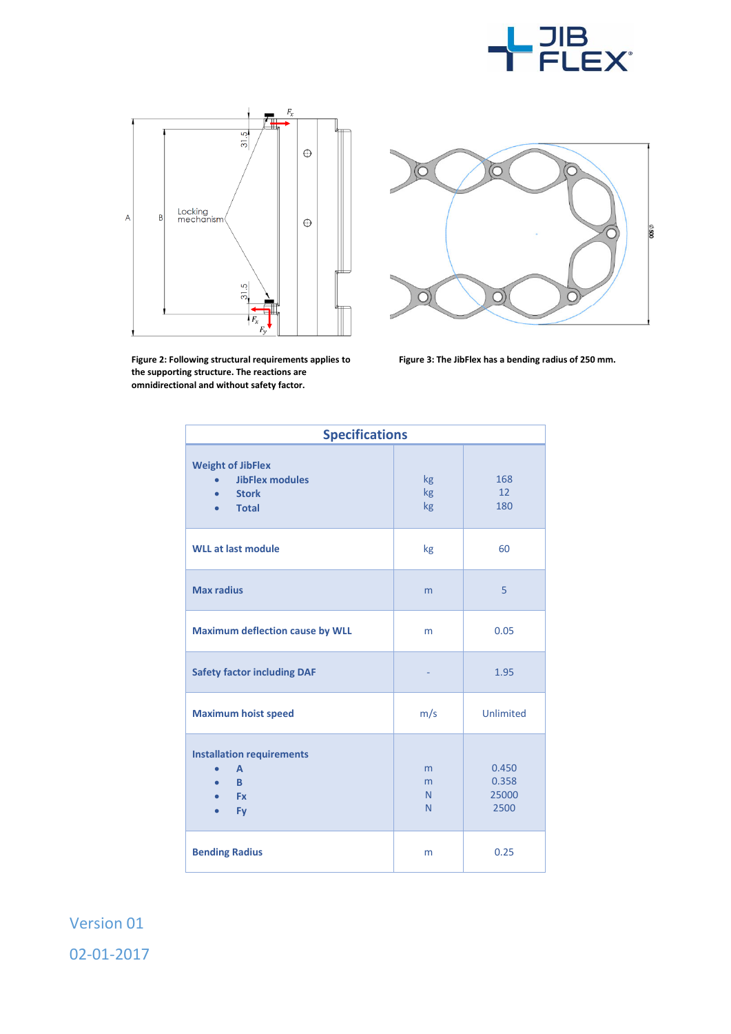Figure 2: Following structural requirements applies to the supporting structure. The reactions are omnidirectional and without safety factor.

Figure 3: The JibFlex has a bending radius of 250 mm.

| Specifications | | |
|---|---|---|
| **Weight of JibFlex**<br>• JibFlex modules<br>• Stork<br>• Total | kg<br>kg<br>kg | 168<br>12<br>180 |
| **WLL at last module** | kg | 60 |
| **Max radius** | m | 5 |
| **Maximum deflection cause by WLL** | m | 0.05 |
| **Safety factor including DAF** | - | 1.95 |
| **Maximum hoist speed** | m/s | Unlimited |
| **Installation requirements**<br>• A<br>• B<br>• Fx<br>• Fy | m<br>m<br>N<br>N | 0.450<br>0.358<br>25000<br>2500 |
| **Bending Radius** | m | 0.25 |

Version 01

02-01-2017